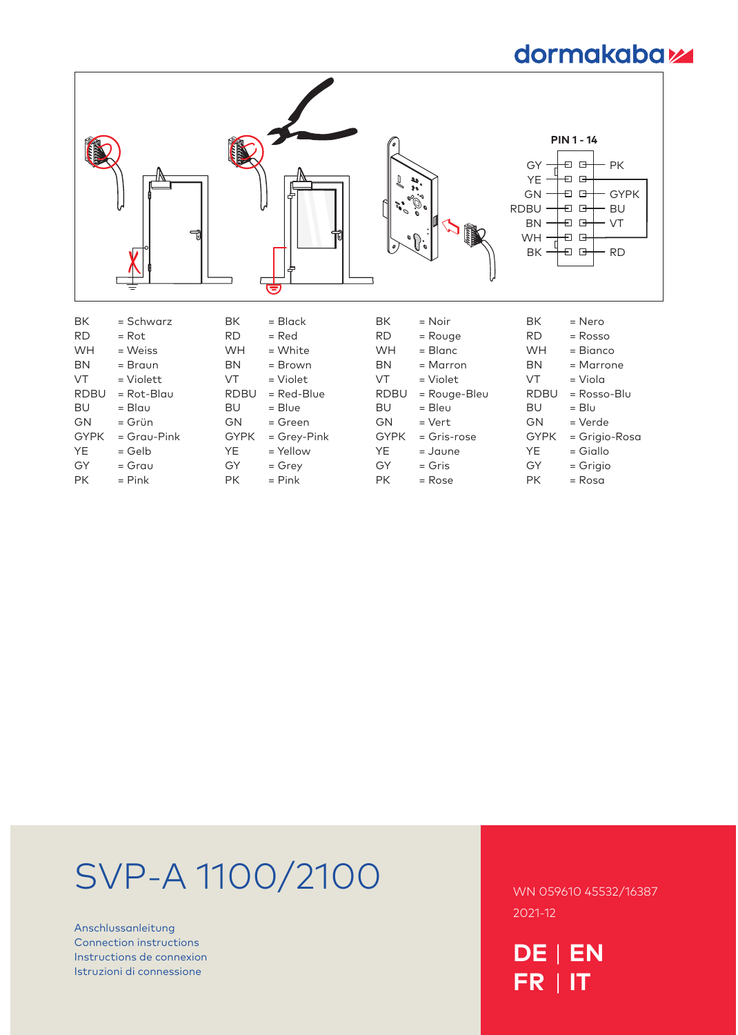PIN 1 - 14

| | | |
|---|---|---|
| GY | | PK |
| YE | | |
| GN | | GYPK |
| RDBU | | BU |
| BN | | VT |
| WH | | |
| BK | | RD |

| | | | | | | | |
|---|---|---|---|---|---|---|---|
| BK | = Schwarz | BK | = Black | BK | = Noir | BK | = Nero |
| RD | = Rot | RD | = Red | RD | = Rouge | RD | = Rosso |
| WH | = Weiss | WH | = White | WH | = Blanc | WH | = Bianco |
| BN | = Braun | BN | = Brown | BN | = Marron | BN | = Marrone |
| VT | = Violett | VT | = Violet | VT | = Violet | VT | = Viola |
| RDBU | = Rot-Blau | RDBU | = Red-Blue | RDBU | = Rouge-Bleu | RDBU | = Rosso-Blu |
| BU | = Blau | BU | = Blue | BU | = Bleu | BU | = Blu |
| GN | = Grün | GN | = Green | GN | = Vert | GN | = Verde |
| GYPK | = Grau-Pink | GYPK | = Grey-Pink | GYPK | = Gris-rose | GYPK | = Grigio-Rosa |
| YE | = Gelb | YE | = Yellow | YE | = Jaune | YE | = Giallo |
| GY | = Grau | GY | = Grey | GY | = Gris | GY | = Grigio |
| PK | = Pink | PK | = Pink | PK | = Rose | PK | = Rosa |

# SVP-A 1100/2100

Anschlussanleitung
Connection instructions
Instructions de connexion
Istruzioni di connessione

WN 059610 45532/16387
2021-12

**DE | EN**
**FR | IT**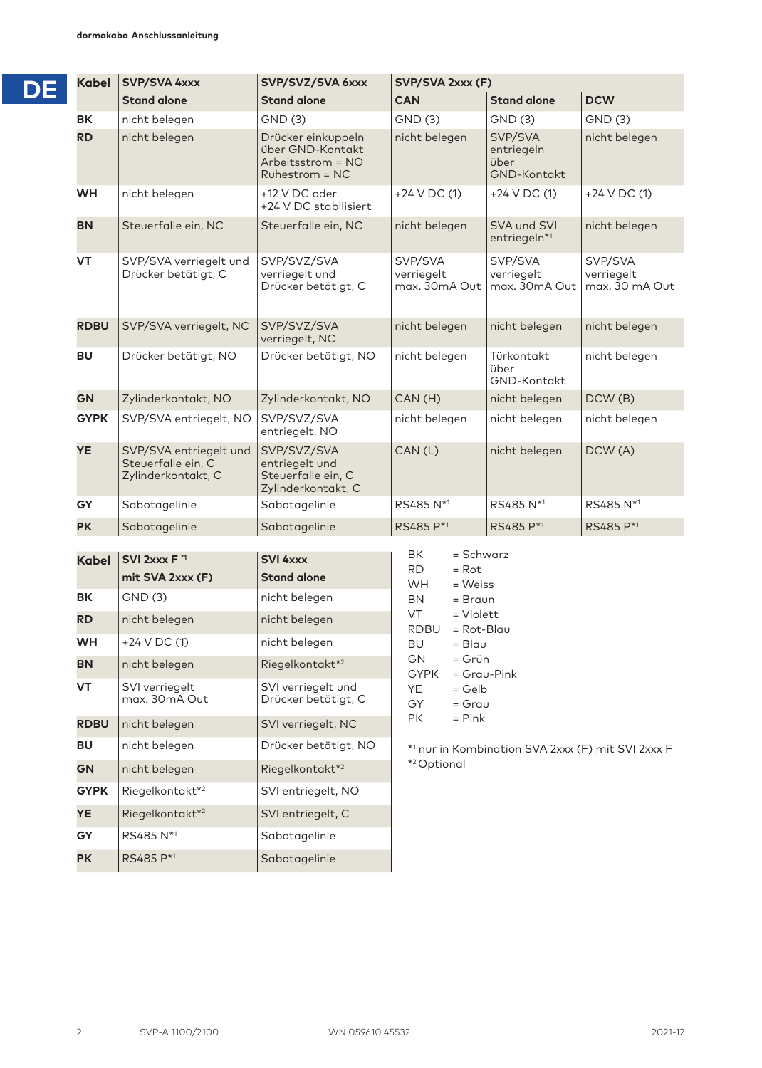**DE**

| Kabel | SVP/SVA 4xxx | SVP/SVZ/SVA 6xxx | SVP/SVA 2xxx (F) | | |
|---|---|---|---|---|---|
| | Stand alone | Stand alone | CAN | Stand alone | DCW |
| BK | nicht belegen | GND (3) | GND (3) | GND (3) | GND (3) |
| RD | nicht belegen | Drücker einkuppeln über GND-Kontakt Arbeitsstrom = NO Ruhestrom = NC | nicht belegen | SVP/SVA entriegeln über GND-Kontakt | nicht belegen |
| WH | nicht belegen | +12 V DC oder +24 V DC stabilisiert | +24 V DC (1) | +24 V DC (1) | +24 V DC (1) |
| BN | Steuerfalle ein, NC | Steuerfalle ein, NC | nicht belegen | SVA und SVI entriegeln*[1] | nicht belegen |
| VT | SVP/SVA verriegelt und Drücker betätigt, C | SVP/SVZ/SVA verriegelt und Drücker betätigt, C | SVP/SVA verriegelt max. 30mA Out | SVP/SVA verriegelt max. 30mA Out | SVP/SVA verriegelt max. 30 mA Out |
| RDBU | SVP/SVA verriegelt, NC | SVP/SVZ/SVA verriegelt, NC | nicht belegen | nicht belegen | nicht belegen |
| BU | Drücker betätigt, NO | Drücker betätigt, NO | nicht belegen | Türkontakt über GND-Kontakt | nicht belegen |
| GN | Zylinderkontakt, NO | Zylinderkontakt, NO | CAN (H) | nicht belegen | DCW (B) |
| GYPK | SVP/SVA entriegelt, NO | SVP/SVZ/SVA entriegelt, NO | nicht belegen | nicht belegen | nicht belegen |
| YE | SVP/SVA entriegelt und Steuerfalle ein, C Zylinderkontakt, C | SVP/SVZ/SVA entriegelt und Steuerfalle ein, C Zylinderkontakt, C | CAN (L) | nicht belegen | DCW (A) |
| GY | Sabotagelinie | Sabotagelinie | RS485 N*[1] | RS485 N*[1] | RS485 N*[1] |
| PK | Sabotagelinie | Sabotagelinie | RS485 P*[1] | RS485 P*[1] | RS485 P*[1] |

| Kabel | SVI 2xxx F *[1] mit SVA 2xxx (F) | SVI 4xxx Stand alone |
|---|---|---|
| BK | GND (3) | nicht belegen |
| RD | nicht belegen | nicht belegen |
| WH | +24 V DC (1) | nicht belegen |
| BN | nicht belegen | Riegelkontakt*[2] |
| VT | SVI verriegelt max. 30mA Out | SVI verriegelt und Drücker betätigt, C |
| RDBU | nicht belegen | SVI verriegelt, NC |
| BU | nicht belegen | Drücker betätigt, NO |
| GN | nicht belegen | Riegelkontakt*[2] |
| GYPK | Riegelkontakt*[2] | SVI entriegelt, NO |
| YE | Riegelkontakt*[2] | SVI entriegelt, C |
| GY | RS485 N*[1] | Sabotagelinie |
| PK | RS485 P*[1] | Sabotagelinie |

BK = Schwarz
RD = Rot
WH = Weiss
BN = Braun
VT = Violett
RDBU = Rot-Blau
BU = Blau
GN = Grün
GYPK = Grau-Pink
YE = Gelb
GY = Grau
PK = Pink

*[1] nur in Kombination SVA 2xxx (F) mit SVI 2xxx F
*[2] Optional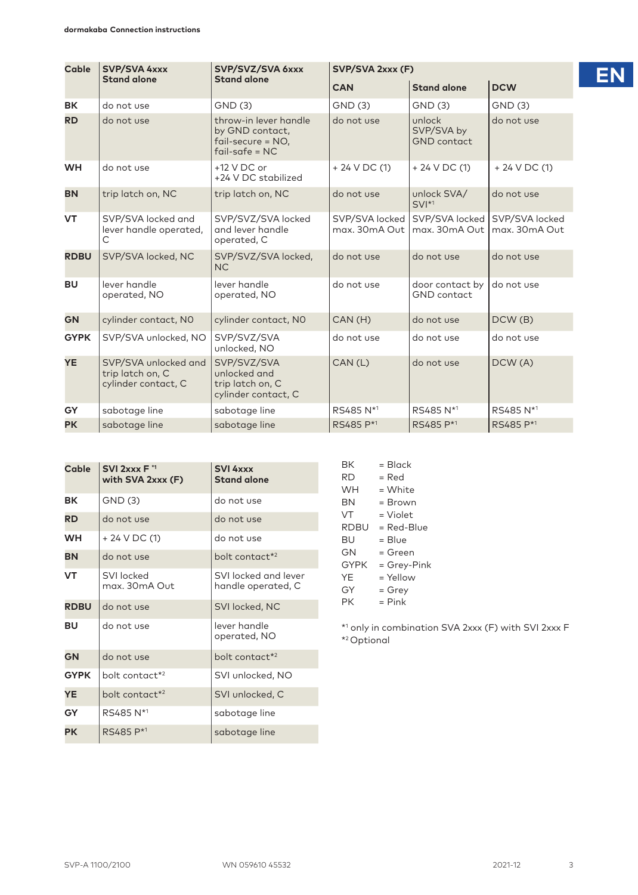EN

| Cable | SVP/SVA 4xxx Stand alone | SVP/SVZ/SVA 6xxx Stand alone | SVP/SVA 2xxx (F) | | |
|---|---|---|---|---|---|
| | | | CAN | Stand alone | DCW |
| BK | do not use | GND (3) | GND (3) | GND (3) | GND (3) |
| RD | do not use | throw-in lever handle by GND contact, fail-secure = NO, fail-safe = NC | do not use | unlock SVP/SVA by GND contact | do not use |
| WH | do not use | +12 V DC or +24 V DC stabilized | + 24 V DC (1) | + 24 V DC (1) | + 24 V DC (1) |
| BN | trip latch on, NC | trip latch on, NC | do not use | unlock SVA/ SVI*[1] | do not use |
| VT | SVP/SVA locked and lever handle operated, C | SVP/SVZ/SVA locked and lever handle operated, C | SVP/SVA locked max. 30mA Out | SVP/SVA locked max. 30mA Out | SVP/SVA locked max. 30mA Out |
| RDBU | SVP/SVA locked, NC | SVP/SVZ/SVA locked, NC | do not use | do not use | do not use |
| BU | lever handle operated, NO | lever handle operated, NO | do not use | door contact by GND contact | do not use |
| GN | cylinder contact, NO | cylinder contact, NO | CAN (H) | do not use | DCW (B) |
| GYPK | SVP/SVA unlocked, NO | SVP/SVZ/SVA unlocked, NO | do not use | do not use | do not use |
| YE | SVP/SVA unlocked and trip latch on, C cylinder contact, C | SVP/SVZ/SVA unlocked and trip latch on, C cylinder contact, C | CAN (L) | do not use | DCW (A) |
| GY | sabotage line | sabotage line | RS485 N*[1] | RS485 N*[1] | RS485 N*[1] |
| PK | sabotage line | sabotage line | RS485 P*[1] | RS485 P*[1] | RS485 P*[1] |

| Cable | SVI 2xxx F *[1] with SVA 2xxx (F) | SVI 4xxx Stand alone |
|---|---|---|
| BK | GND (3) | do not use |
| RD | do not use | do not use |
| WH | + 24 V DC (1) | do not use |
| BN | do not use | bolt contact*[2] |
| VT | SVI locked max. 30mA Out | SVI locked and lever handle operated, C |
| RDBU | do not use | SVI locked, NC |
| BU | do not use | lever handle operated, NO |
| GN | do not use | bolt contact*[2] |
| GYPK | bolt contact*[2] | SVI unlocked, NO |
| YE | bolt contact*[2] | SVI unlocked, C |
| GY | RS485 N*[1] | sabotage line |
| PK | RS485 P*[1] | sabotage line |

BK = Black
RD = Red
WH = White
BN = Brown
VT = Violet
RDBU = Red-Blue
BU = Blue
GN = Green
GYPK = Grey-Pink
YE = Yellow
GY = Grey
PK = Pink

*[1] only in combination SVA 2xxx (F) with SVI 2xxx F
*[2] Optional

SVP-A 1100/2100 WN 059610 45532 2021-12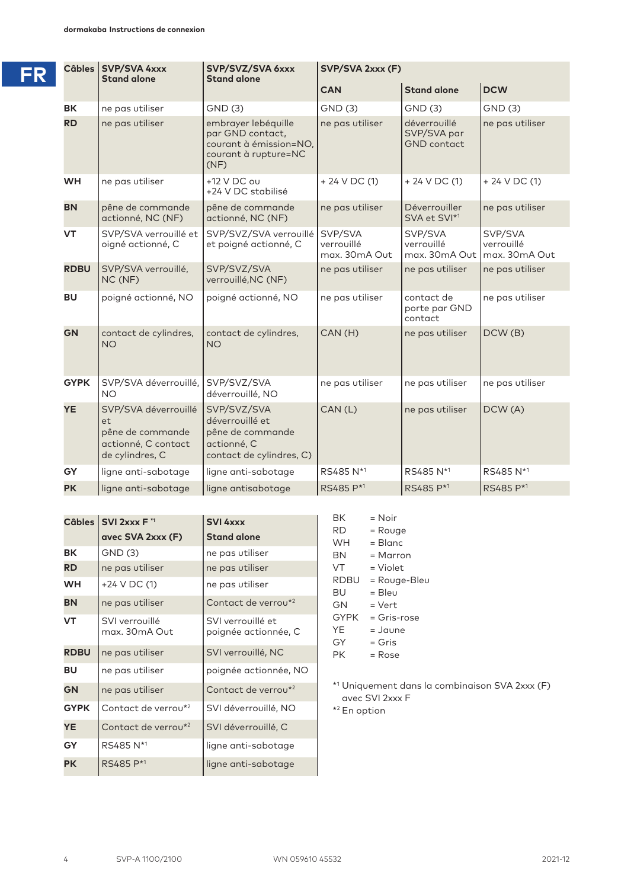FR

| Câbles | SVP/SVA 4xxx Stand alone | SVP/SVZ/SVA 6xxx Stand alone | SVP/SVA 2xxx (F) | | |
|---|---|---|---|---|---|
| | | | **CAN** | **Stand alone** | **DCW** |
| **BK** | ne pas utiliser | GND (3) | GND (3) | GND (3) | GND (3) |
| **RD** | ne pas utiliser | embrayer lebéquille par GND contact, courant à émission=NO, courant à rupture=NC (NF) | ne pas utiliser | déverrouillé SVP/SVA par GND contact | ne pas utiliser |
| **WH** | ne pas utiliser | +12 V DC ou +24 V DC stabilisé | + 24 V DC (1) | + 24 V DC (1) | + 24 V DC (1) |
| **BN** | pêne de commande actionné, NC (NF) | pêne de commande actionné, NC (NF) | ne pas utiliser | Déverrouiller SVA et SVI*1 | ne pas utiliser |
| **VT** | SVP/SVA verrouillé et oigné actionné, C | SVP/SVZ/SVA verrouillé et poigné actionné, C | SVP/SVA verrouillé max. 30mA Out | SVP/SVA verrouillé max. 30mA Out | SVP/SVA verrouillé max. 30mA Out |
| **RDBU** | SVP/SVA verrouillé, NC (NF) | SVP/SVZ/SVA verrouillé,NC (NF) | ne pas utiliser | ne pas utiliser | ne pas utiliser |
| **BU** | poigné actionné, NO | poigné actionné, NO | ne pas utiliser | contact de porte par GND contact | ne pas utiliser |
| **GN** | contact de cylindres, NO | contact de cylindres, NO | CAN (H) | ne pas utiliser | DCW (B) |
| **GYPK** | SVP/SVA déverrouillé, NO | SVP/SVZ/SVA déverrouillé, NO | ne pas utiliser | ne pas utiliser | ne pas utiliser |
| **YE** | SVP/SVA déverrouillé et pêne de commande actionné, C contact de cylindres, C | SVP/SVZ/SVA déverrouillé et pêne de commande actionné, C contact de cylindres, C) | CAN (L) | ne pas utiliser | DCW (A) |
| **GY** | ligne anti-sabotage | ligne anti-sabotage | RS485 N*1 | RS485 N*1 | RS485 N*1 |
| **PK** | ligne anti-sabotage | ligne antisabotage | RS485 P*1 | RS485 P*1 | RS485 P*1 |

| Câbles | SVI 2xxx F *1 avec SVA 2xxx (F) | SVI 4xxx Stand alone |
|---|---|---|
| **BK** | GND (3) | ne pas utiliser |
| **RD** | ne pas utiliser | ne pas utiliser |
| **WH** | +24 V DC (1) | ne pas utiliser |
| **BN** | ne pas utiliser | Contact de verrou*2 |
| **VT** | SVI verrouillé max. 30mA Out | SVI verrouillé et poignée actionnée, C |
| **RDBU** | ne pas utiliser | SVI verrouillé, NC |
| **BU** | ne pas utiliser | poignée actionnée, NO |
| **GN** | ne pas utiliser | Contact de verrou*2 |
| **GYPK** | Contact de verrou*2 | SVI déverrouillé, NO |
| **YE** | Contact de verrou*2 | SVI déverrouillé, C |
| **GY** | RS485 N*1 | ligne anti-sabotage |
| **PK** | RS485 P*1 | ligne anti-sabotage |

BK = Noir
RD = Rouge
WH = Blanc
BN = Marron
VT = Violet
RDBU = Rouge-Bleu
BU = Bleu
GN = Vert
GYPK = Gris-rose
YE = Jaune
GY = Gris
PK = Rose

*1 Uniquement dans la combinaison SVA 2xxx (F) avec SVI 2xxx F
*2 En option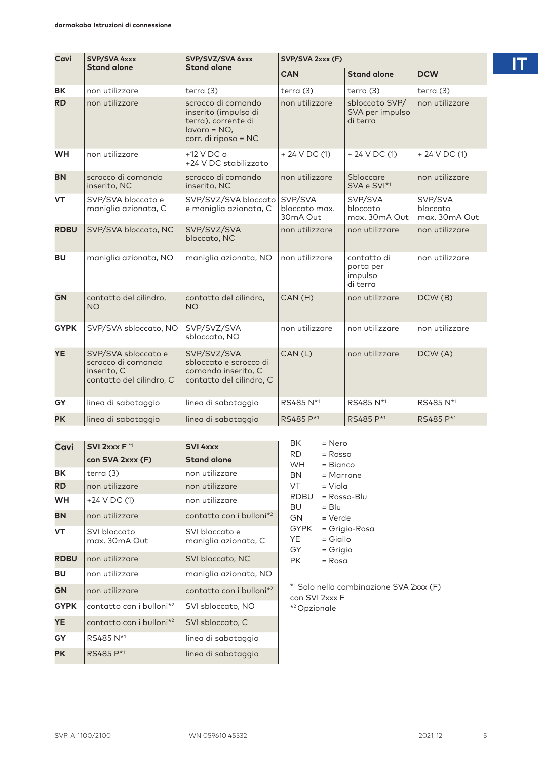| Cavi | SVP/SVA 4xxx Stand alone | SVP/SVZ/SVA 6xxx Stand alone | SVP/SVA 2xxx (F) | | |
|---|---|---|---|---|---|
| | | | CAN | Stand alone | DCW |
| BK | non utilizzare | terra (3) | terra (3) | terra (3) | terra (3) |
| RD | non utilizzare | scrocco di comando inserito (impulso di terra), corrente di lavoro = NO, corr. di riposo = NC | non utilizzare | sbloccato SVP/ SVA per impulso di terra | non utilizzare |
| WH | non utilizzare | +12 V DC o +24 V DC stabilizzato | + 24 V DC (1) | + 24 V DC (1) | + 24 V DC (1) |
| BN | scrocco di comando inserito, NC | scrocco di comando inserito, NC | non utilizzare | Sbloccare SVA e SVI*1 | non utilizzare |
| VT | SVP/SVA bloccato e maniglia azionata, C | SVP/SVZ/SVA bloccato e maniglia azionata, C | SVP/SVA bloccato max. 30mA Out | SVP/SVA bloccato max. 30mA Out | SVP/SVA bloccato max. 30mA Out |
| RDBU | SVP/SVA bloccato, NC | SVP/SVZ/SVA bloccato, NC | non utilizzare | non utilizzare | non utilizzare |
| BU | maniglia azionata, NO | maniglia azionata, NO | non utilizzare | contatto di porta per impulso di terra | non utilizzare |
| GN | contatto del cilindro, NO | contatto del cilindro, NO | CAN (H) | non utilizzare | DCW (B) |
| GYPK | SVP/SVA sbloccato, NO | SVP/SVZ/SVA sbloccato, NO | non utilizzare | non utilizzare | non utilizzare |
| YE | SVP/SVA sbloccato e scrocco di comando inserito, C contatto del cilindro, C | SVP/SVZ/SVA sbloccato e scrocco di comando inserito, C contatto del cilindro, C | CAN (L) | non utilizzare | DCW (A) |
| GY | linea di sabotaggio | linea di sabotaggio | RS485 N*1 | RS485 N*1 | RS485 N*1 |
| PK | linea di sabotaggio | linea di sabotaggio | RS485 P*1 | RS485 P*1 | RS485 P*1 |

| Cavi | SVI 2xxx F *1 con SVA 2xxx (F) | SVI 4xxx Stand alone |
|---|---|---|
| BK | terra (3) | non utilizzare |
| RD | non utilizzare | non utilizzare |
| WH | +24 V DC (1) | non utilizzare |
| BN | non utilizzare | contatto con i bulloni*2 |
| VT | SVI bloccato max. 30mA Out | SVI bloccato e maniglia azionata, C |
| RDBU | non utilizzare | SVI bloccato, NC |
| BU | non utilizzare | maniglia azionata, NO |
| GN | non utilizzare | contatto con i bulloni*2 |
| GYPK | contatto con i bulloni*2 | SVI sbloccato, NO |
| YE | contatto con i bulloni*2 | SVI sbloccato, C |
| GY | RS485 N*1 | linea di sabotaggio |
| PK | RS485 P*1 | linea di sabotaggio |

BK = Nero
RD = Rosso
WH = Bianco
BN = Marrone
VT = Viola
RDBU = Rosso-Blu
BU = Blu
GN = Verde
GYPK = Grigio-Rosa
YE = Giallo
GY = Grigio
PK = Rosa

*1 Solo nella combinazione SVA 2xxx (F) con SVI 2xxx F
*2 Opzionale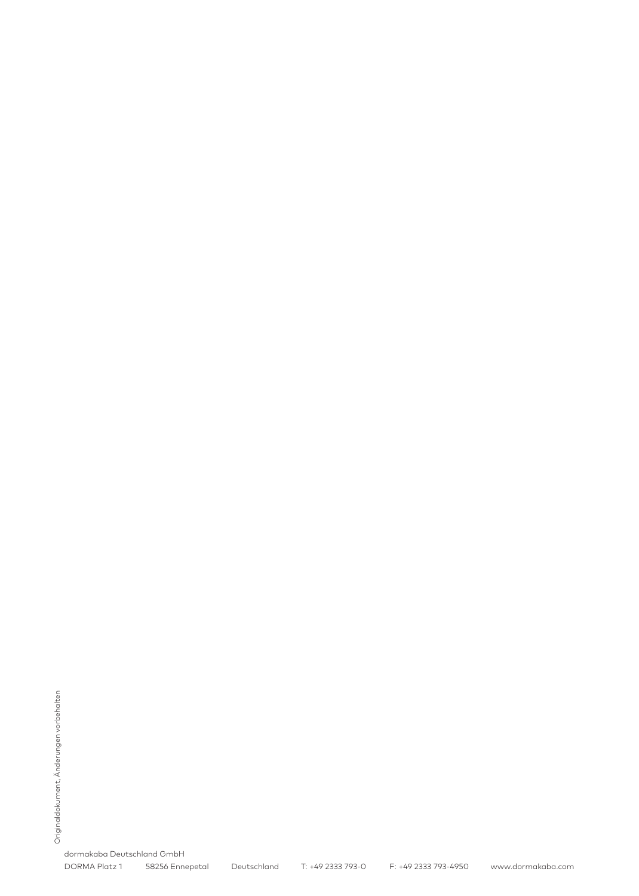Originaldokument, Änderungen vorbehalten

dormakaba Deutschland GmbH
DORMA Platz 1 58256 Ennepetal Deutschland T: +49 2333 793-0 F: +49 2333 793-4950 www.dormakaba.com